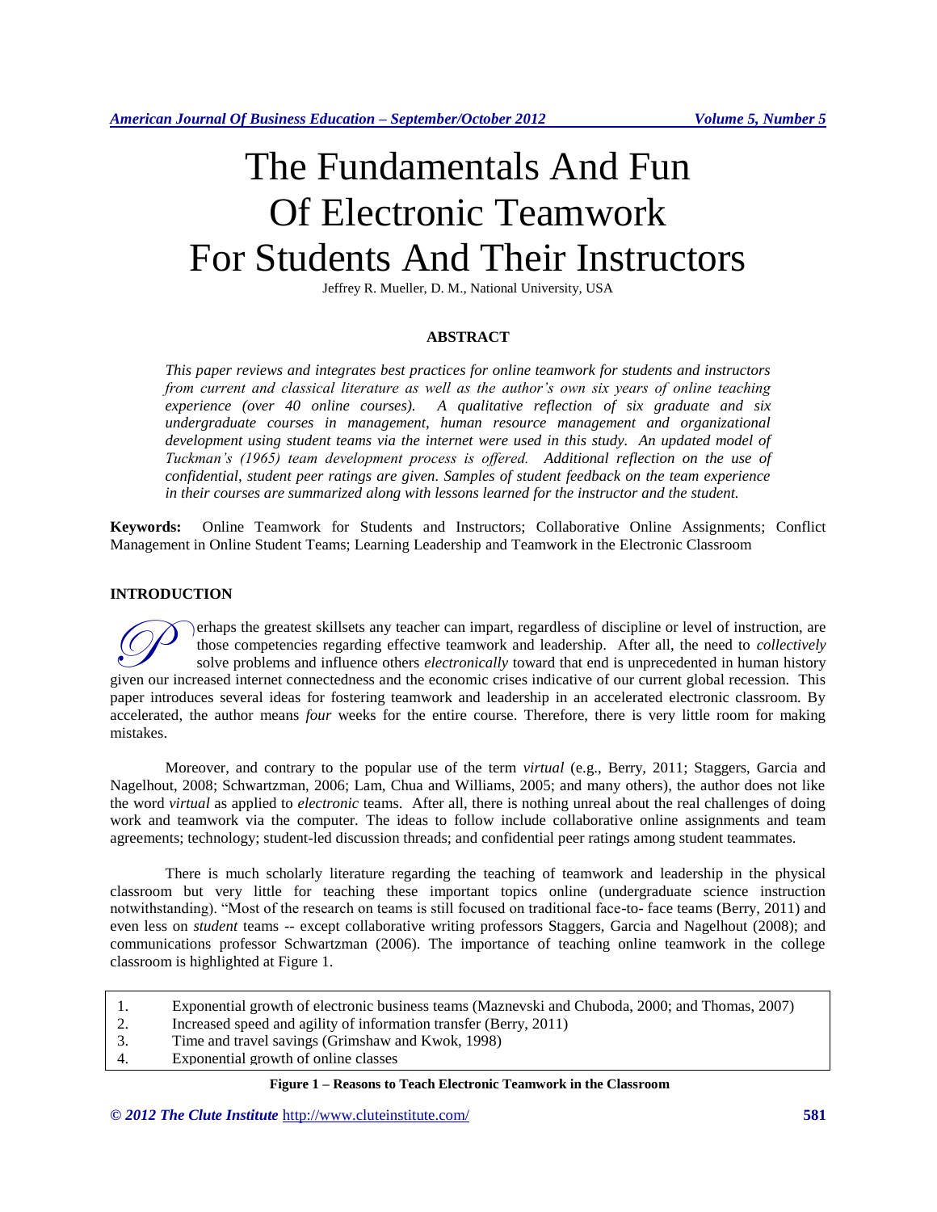# The Fundamentals And Fun Of Electronic Teamwork For Students And Their Instructors

Jeffrey R. Mueller, D. M., National University, USA

## ABSTRACT

*This paper reviews and integrates best practices for online teamwork for students and instructors from current and classical literature as well as the author's own six years of online teaching experience (over 40 online courses). A qualitative reflection of six graduate and six undergraduate courses in management, human resource management and organizational development using student teams via the internet were used in this study. An updated model of Tuckman's (1965) team development process is offered. Additional reflection on the use of confidential, student peer ratings are given. Samples of student feedback on the team experience in their courses are summarized along with lessons learned for the instructor and the student.*

**Keywords:** Online Teamwork for Students and Instructors; Collaborative Online Assignments; Conflict Management in Online Student Teams; Learning Leadership and Teamwork in the Electronic Classroom

## INTRODUCTION

Perhaps the greatest skillsets any teacher can impart, regardless of discipline or level of instruction, are those competencies regarding effective teamwork and leadership. After all, the need to *collectively* solve problems and influence others *electronically* toward that end is unprecedented in human history given our increased internet connectedness and the economic crises indicative of our current global recession. This paper introduces several ideas for fostering teamwork and leadership in an accelerated electronic classroom. By accelerated, the author means *four* weeks for the entire course. Therefore, there is very little room for making mistakes.

Moreover, and contrary to the popular use of the term *virtual* (e.g., Berry, 2011; Staggers, Garcia and Nagelhout, 2008; Schwartzman, 2006; Lam, Chua and Williams, 2005; and many others), the author does not like the word *virtual* as applied to *electronic* teams. After all, there is nothing unreal about the real challenges of doing work and teamwork via the computer. The ideas to follow include collaborative online assignments and team agreements; technology; student-led discussion threads; and confidential peer ratings among student teammates.

There is much scholarly literature regarding the teaching of teamwork and leadership in the physical classroom but very little for teaching these important topics online (undergraduate science instruction notwithstanding). "Most of the research on teams is still focused on traditional face-to- face teams (Berry, 2011) and even less on *student* teams -- except collaborative writing professors Staggers, Garcia and Nagelhout (2008); and communications professor Schwartzman (2006). The importance of teaching online teamwork in the college classroom is highlighted at Figure 1.

1. Exponential growth of electronic business teams (Maznevski and Chuboda, 2000; and Thomas, 2007)
2. Increased speed and agility of information transfer (Berry, 2011)
3. Time and travel savings (Grimshaw and Kwok, 1998)
4. Exponential growth of online classes

**Figure 1 – Reasons to Teach Electronic Teamwork in the Classroom**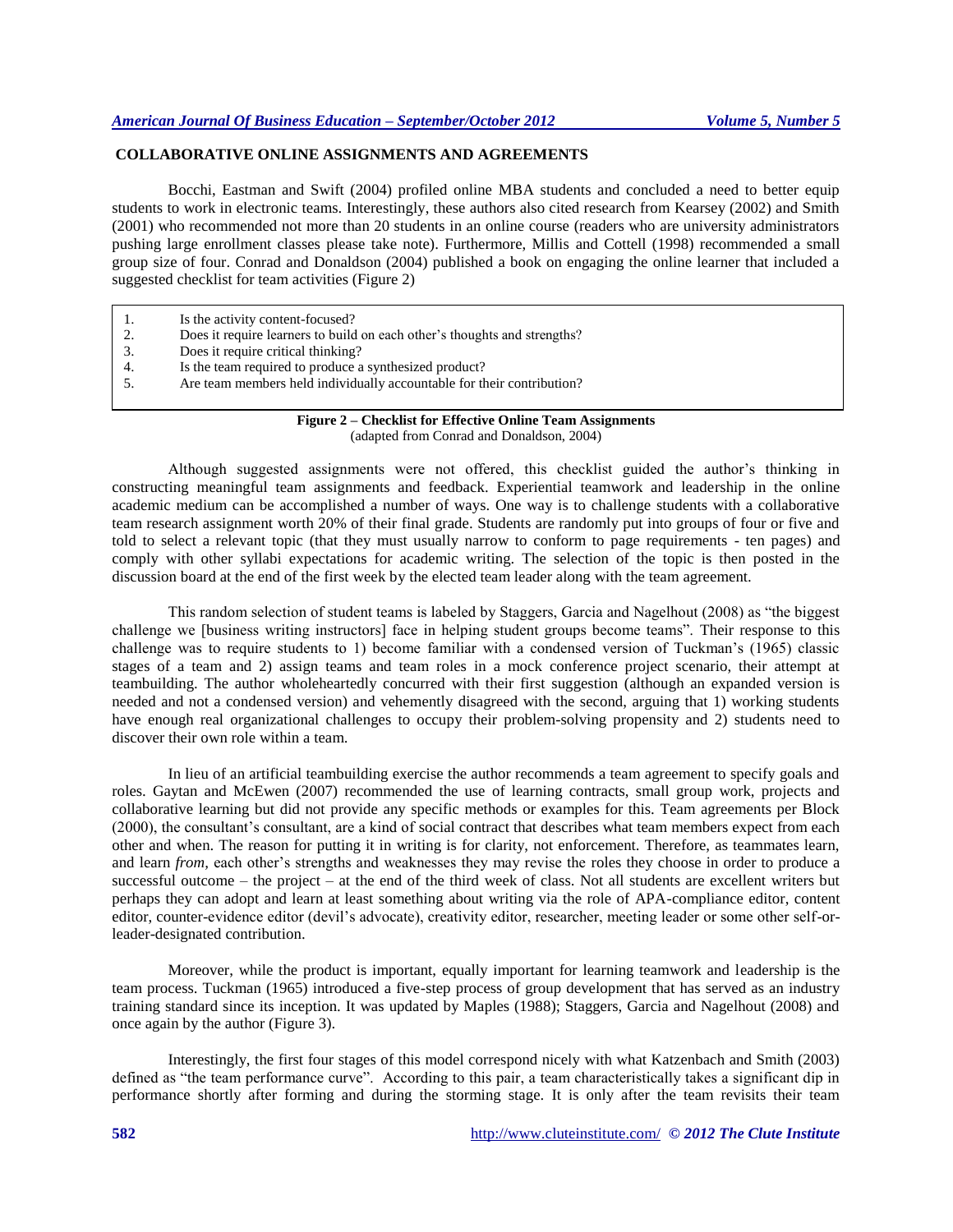## COLLABORATIVE ONLINE ASSIGNMENTS AND AGREEMENTS

Bocchi, Eastman and Swift (2004) profiled online MBA students and concluded a need to better equip students to work in electronic teams. Interestingly, these authors also cited research from Kearsey (2002) and Smith (2001) who recommended not more than 20 students in an online course (readers who are university administrators pushing large enrollment classes please take note). Furthermore, Millis and Cottell (1998) recommended a small group size of four. Conrad and Donaldson (2004) published a book on engaging the online learner that included a suggested checklist for team activities (Figure 2)

1. Is the activity content-focused?
2. Does it require learners to build on each other's thoughts and strengths?
3. Does it require critical thinking?
4. Is the team required to produce a synthesized product?
5. Are team members held individually accountable for their contribution?

**Figure 2 – Checklist for Effective Online Team Assignments**
(adapted from Conrad and Donaldson, 2004)

Although suggested assignments were not offered, this checklist guided the author's thinking in constructing meaningful team assignments and feedback. Experiential teamwork and leadership in the online academic medium can be accomplished a number of ways. One way is to challenge students with a collaborative team research assignment worth 20% of their final grade. Students are randomly put into groups of four or five and told to select a relevant topic (that they must usually narrow to conform to page requirements - ten pages) and comply with other syllabi expectations for academic writing. The selection of the topic is then posted in the discussion board at the end of the first week by the elected team leader along with the team agreement.

This random selection of student teams is labeled by Staggers, Garcia and Nagelhout (2008) as "the biggest challenge we [business writing instructors] face in helping student groups become teams". Their response to this challenge was to require students to 1) become familiar with a condensed version of Tuckman's (1965) classic stages of a team and 2) assign teams and team roles in a mock conference project scenario, their attempt at teambuilding. The author wholeheartedly concurred with their first suggestion (although an expanded version is needed and not a condensed version) and vehemently disagreed with the second, arguing that 1) working students have enough real organizational challenges to occupy their problem-solving propensity and 2) students need to discover their own role within a team.

In lieu of an artificial teambuilding exercise the author recommends a team agreement to specify goals and roles. Gaytan and McEwen (2007) recommended the use of learning contracts, small group work, projects and collaborative learning but did not provide any specific methods or examples for this. Team agreements per Block (2000), the consultant's consultant, are a kind of social contract that describes what team members expect from each other and when. The reason for putting it in writing is for clarity, not enforcement. Therefore, as teammates learn, and learn *from,* each other's strengths and weaknesses they may revise the roles they choose in order to produce a successful outcome – the project – at the end of the third week of class. Not all students are excellent writers but perhaps they can adopt and learn at least something about writing via the role of APA-compliance editor, content editor, counter-evidence editor (devil's advocate), creativity editor, researcher, meeting leader or some other self-or-leader-designated contribution.

Moreover, while the product is important, equally important for learning teamwork and leadership is the team process. Tuckman (1965) introduced a five-step process of group development that has served as an industry training standard since its inception. It was updated by Maples (1988); Staggers, Garcia and Nagelhout (2008) and once again by the author (Figure 3).

Interestingly, the first four stages of this model correspond nicely with what Katzenbach and Smith (2003) defined as "the team performance curve". According to this pair, a team characteristically takes a significant dip in performance shortly after forming and during the storming stage. It is only after the team revisits their team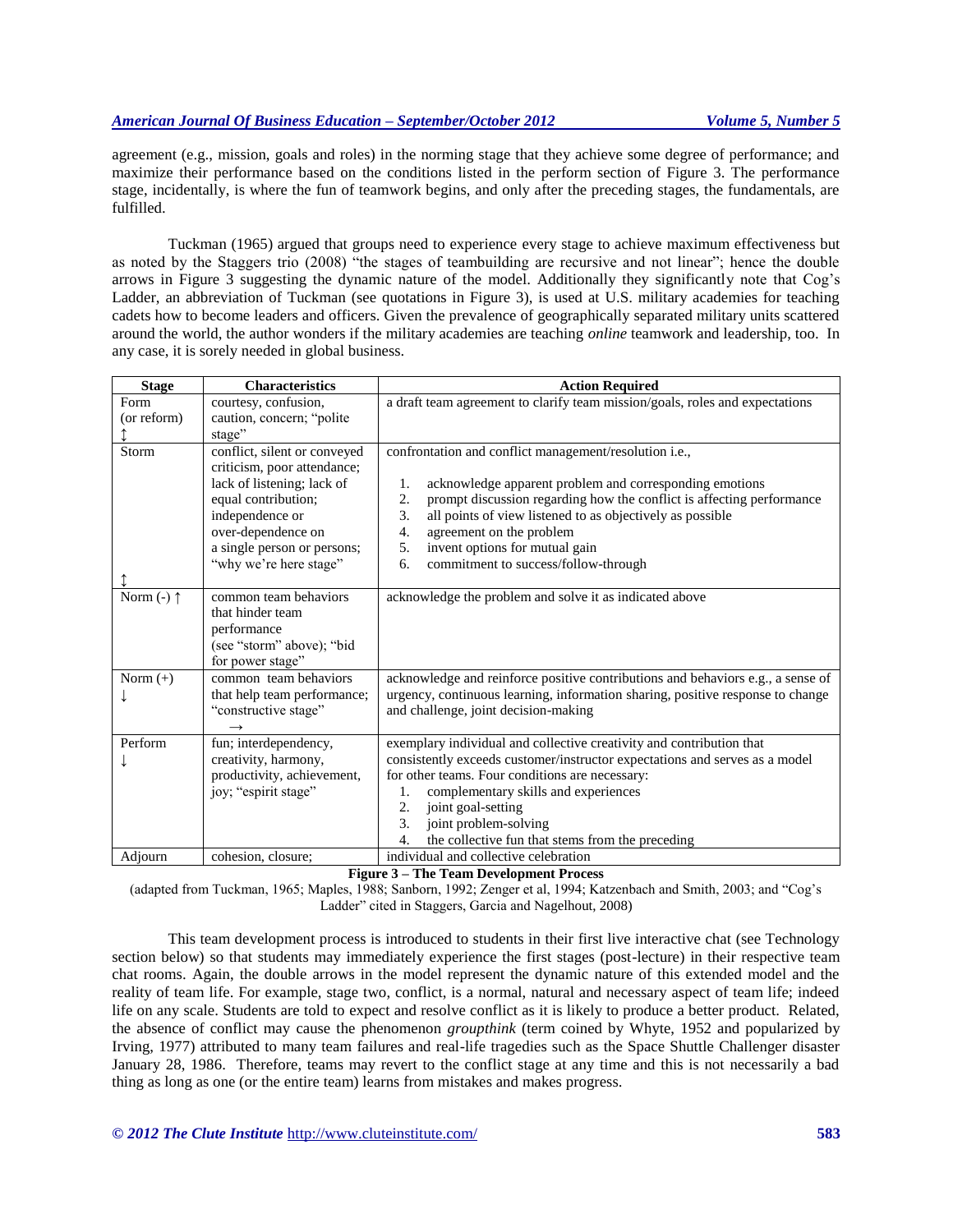agreement (e.g., mission, goals and roles) in the norming stage that they achieve some degree of performance; and maximize their performance based on the conditions listed in the perform section of Figure 3. The performance stage, incidentally, is where the fun of teamwork begins, and only after the preceding stages, the fundamentals, are fulfilled.

Tuckman (1965) argued that groups need to experience every stage to achieve maximum effectiveness but as noted by the Staggers trio (2008) "the stages of teambuilding are recursive and not linear"; hence the double arrows in Figure 3 suggesting the dynamic nature of the model. Additionally they significantly note that Cog's Ladder, an abbreviation of Tuckman (see quotations in Figure 3), is used at U.S. military academies for teaching cadets how to become leaders and officers. Given the prevalence of geographically separated military units scattered around the world, the author wonders if the military academies are teaching *online* teamwork and leadership, too. In any case, it is sorely needed in global business.

| Stage | Characteristics | Action Required |
|---|---|---|
| Form (or reform) ↕ | courtesy, confusion, caution, concern; "polite stage" | a draft team agreement to clarify team mission/goals, roles and expectations |
| Storm ↕ | conflict, silent or conveyed criticism, poor attendance; lack of listening; lack of equal contribution; independence or over-dependence on a single person or persons; "why we're here stage" | confrontation and conflict management/resolution i.e.,<br>1. acknowledge apparent problem and corresponding emotions<br>2. prompt discussion regarding how the conflict is affecting performance<br>3. all points of view listened to as objectively as possible<br>4. agreement on the problem<br>5. invent options for mutual gain<br>6. commitment to success/follow-through |
| Norm (-) ↑ | common team behaviors that hinder team performance (see "storm" above); "bid for power stage" | acknowledge the problem and solve it as indicated above |
| Norm (+) ↓ | common team behaviors that help team performance; "constructive stage" → | acknowledge and reinforce positive contributions and behaviors e.g., a sense of urgency, continuous learning, information sharing, positive response to change and challenge, joint decision-making |
| Perform ↓ | fun; interdependency, creativity, harmony, productivity, achievement, joy; "espirit stage" | exemplary individual and collective creativity and contribution that consistently exceeds customer/instructor expectations and serves as a model for other teams. Four conditions are necessary:<br>1. complementary skills and experiences<br>2. joint goal-setting<br>3. joint problem-solving<br>4. the collective fun that stems from the preceding |
| Adjourn | cohesion, closure; | individual and collective celebration |

**Figure 3 – The Team Development Process**

(adapted from Tuckman, 1965; Maples, 1988; Sanborn, 1992; Zenger et al, 1994; Katzenbach and Smith, 2003; and "Cog's Ladder" cited in Staggers, Garcia and Nagelhout, 2008)

This team development process is introduced to students in their first live interactive chat (see Technology section below) so that students may immediately experience the first stages (post-lecture) in their respective team chat rooms. Again, the double arrows in the model represent the dynamic nature of this extended model and the reality of team life. For example, stage two, conflict, is a normal, natural and necessary aspect of team life; indeed life on any scale. Students are told to expect and resolve conflict as it is likely to produce a better product. Related, the absence of conflict may cause the phenomenon *groupthink* (term coined by Whyte, 1952 and popularized by Irving, 1977) attributed to many team failures and real-life tragedies such as the Space Shuttle Challenger disaster January 28, 1986. Therefore, teams may revert to the conflict stage at any time and this is not necessarily a bad thing as long as one (or the entire team) learns from mistakes and makes progress.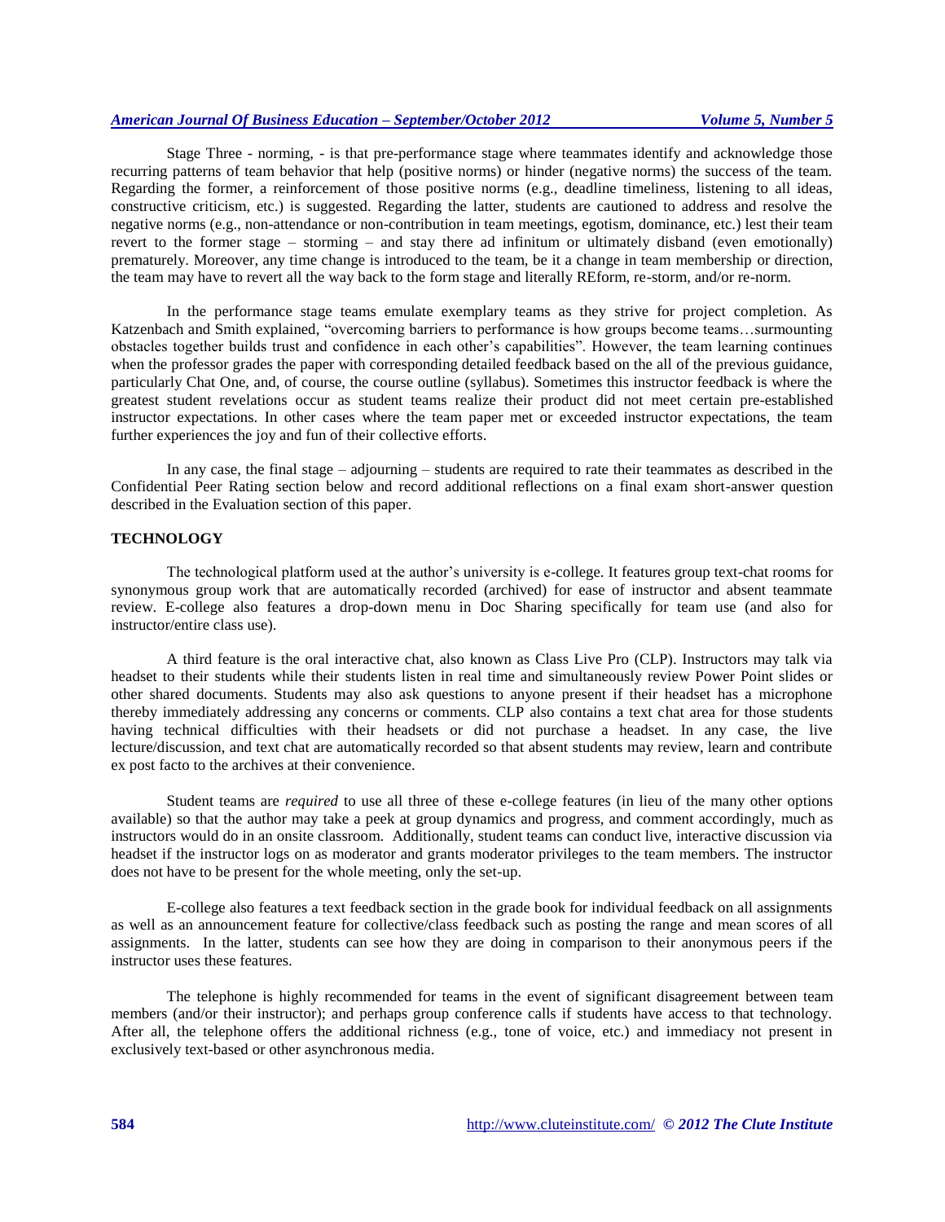Stage Three - norming, - is that pre-performance stage where teammates identify and acknowledge those recurring patterns of team behavior that help (positive norms) or hinder (negative norms) the success of the team. Regarding the former, a reinforcement of those positive norms (e.g., deadline timeliness, listening to all ideas, constructive criticism, etc.) is suggested. Regarding the latter, students are cautioned to address and resolve the negative norms (e.g., non-attendance or non-contribution in team meetings, egotism, dominance, etc.) lest their team revert to the former stage – storming – and stay there ad infinitum or ultimately disband (even emotionally) prematurely. Moreover, any time change is introduced to the team, be it a change in team membership or direction, the team may have to revert all the way back to the form stage and literally REform, re-storm, and/or re-norm.

In the performance stage teams emulate exemplary teams as they strive for project completion. As Katzenbach and Smith explained, "overcoming barriers to performance is how groups become teams…surmounting obstacles together builds trust and confidence in each other's capabilities". However, the team learning continues when the professor grades the paper with corresponding detailed feedback based on the all of the previous guidance, particularly Chat One, and, of course, the course outline (syllabus). Sometimes this instructor feedback is where the greatest student revelations occur as student teams realize their product did not meet certain pre-established instructor expectations. In other cases where the team paper met or exceeded instructor expectations, the team further experiences the joy and fun of their collective efforts.

In any case, the final stage – adjourning – students are required to rate their teammates as described in the Confidential Peer Rating section below and record additional reflections on a final exam short-answer question described in the Evaluation section of this paper.

## TECHNOLOGY

The technological platform used at the author's university is e-college. It features group text-chat rooms for synonymous group work that are automatically recorded (archived) for ease of instructor and absent teammate review. E-college also features a drop-down menu in Doc Sharing specifically for team use (and also for instructor/entire class use).

A third feature is the oral interactive chat, also known as Class Live Pro (CLP). Instructors may talk via headset to their students while their students listen in real time and simultaneously review Power Point slides or other shared documents. Students may also ask questions to anyone present if their headset has a microphone thereby immediately addressing any concerns or comments. CLP also contains a text chat area for those students having technical difficulties with their headsets or did not purchase a headset. In any case, the live lecture/discussion, and text chat are automatically recorded so that absent students may review, learn and contribute ex post facto to the archives at their convenience.

Student teams are *required* to use all three of these e-college features (in lieu of the many other options available) so that the author may take a peek at group dynamics and progress, and comment accordingly, much as instructors would do in an onsite classroom. Additionally, student teams can conduct live, interactive discussion via headset if the instructor logs on as moderator and grants moderator privileges to the team members. The instructor does not have to be present for the whole meeting, only the set-up.

E-college also features a text feedback section in the grade book for individual feedback on all assignments as well as an announcement feature for collective/class feedback such as posting the range and mean scores of all assignments. In the latter, students can see how they are doing in comparison to their anonymous peers if the instructor uses these features.

The telephone is highly recommended for teams in the event of significant disagreement between team members (and/or their instructor); and perhaps group conference calls if students have access to that technology. After all, the telephone offers the additional richness (e.g., tone of voice, etc.) and immediacy not present in exclusively text-based or other asynchronous media.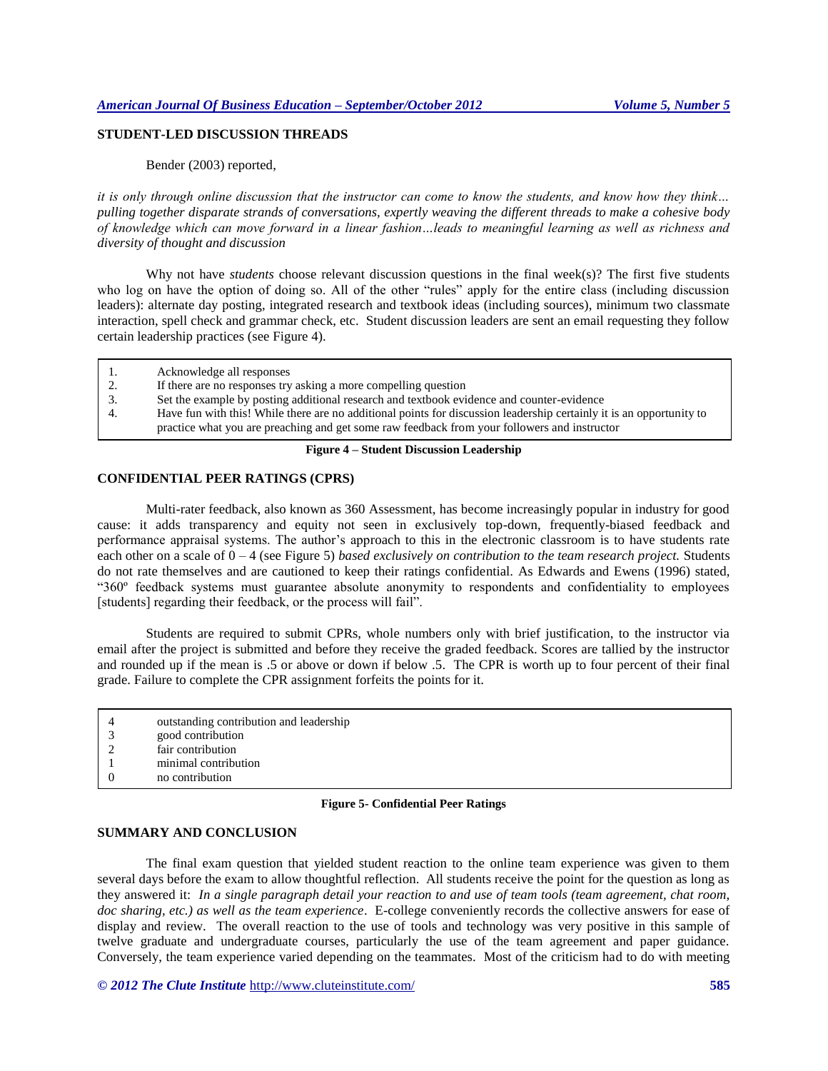## STUDENT-LED DISCUSSION THREADS

Bender (2003) reported,

*it is only through online discussion that the instructor can come to know the students, and know how they think… pulling together disparate strands of conversations, expertly weaving the different threads to make a cohesive body of knowledge which can move forward in a linear fashion…leads to meaningful learning as well as richness and diversity of thought and discussion*

Why not have *students* choose relevant discussion questions in the final week(s)? The first five students who log on have the option of doing so. All of the other "rules" apply for the entire class (including discussion leaders): alternate day posting, integrated research and textbook ideas (including sources), minimum two classmate interaction, spell check and grammar check, etc. Student discussion leaders are sent an email requesting they follow certain leadership practices (see Figure 4).

1. Acknowledge all responses
2. If there are no responses try asking a more compelling question
3. Set the example by posting additional research and textbook evidence and counter-evidence
4. Have fun with this! While there are no additional points for discussion leadership certainly it is an opportunity to practice what you are preaching and get some raw feedback from your followers and instructor

**Figure 4 – Student Discussion Leadership**

## CONFIDENTIAL PEER RATINGS (CPRS)

Multi-rater feedback, also known as 360 Assessment, has become increasingly popular in industry for good cause: it adds transparency and equity not seen in exclusively top-down, frequently-biased feedback and performance appraisal systems. The author's approach to this in the electronic classroom is to have students rate each other on a scale of 0 – 4 (see Figure 5) *based exclusively on contribution to the team research project.* Students do not rate themselves and are cautioned to keep their ratings confidential. As Edwards and Ewens (1996) stated, "360º feedback systems must guarantee absolute anonymity to respondents and confidentiality to employees [students] regarding their feedback, or the process will fail".

Students are required to submit CPRs, whole numbers only with brief justification, to the instructor via email after the project is submitted and before they receive the graded feedback. Scores are tallied by the instructor and rounded up if the mean is .5 or above or down if below .5. The CPR is worth up to four percent of their final grade. Failure to complete the CPR assignment forfeits the points for it.

| | |
|---|---|
| 4 | outstanding contribution and leadership |
| 3 | good contribution |
| 2 | fair contribution |
| 1 | minimal contribution |
| 0 | no contribution |

**Figure 5- Confidential Peer Ratings**

## SUMMARY AND CONCLUSION

The final exam question that yielded student reaction to the online team experience was given to them several days before the exam to allow thoughtful reflection. All students receive the point for the question as long as they answered it: *In a single paragraph detail your reaction to and use of team tools (team agreement, chat room, doc sharing, etc.) as well as the team experience*. E-college conveniently records the collective answers for ease of display and review. The overall reaction to the use of tools and technology was very positive in this sample of twelve graduate and undergraduate courses, particularly the use of the team agreement and paper guidance. Conversely, the team experience varied depending on the teammates. Most of the criticism had to do with meeting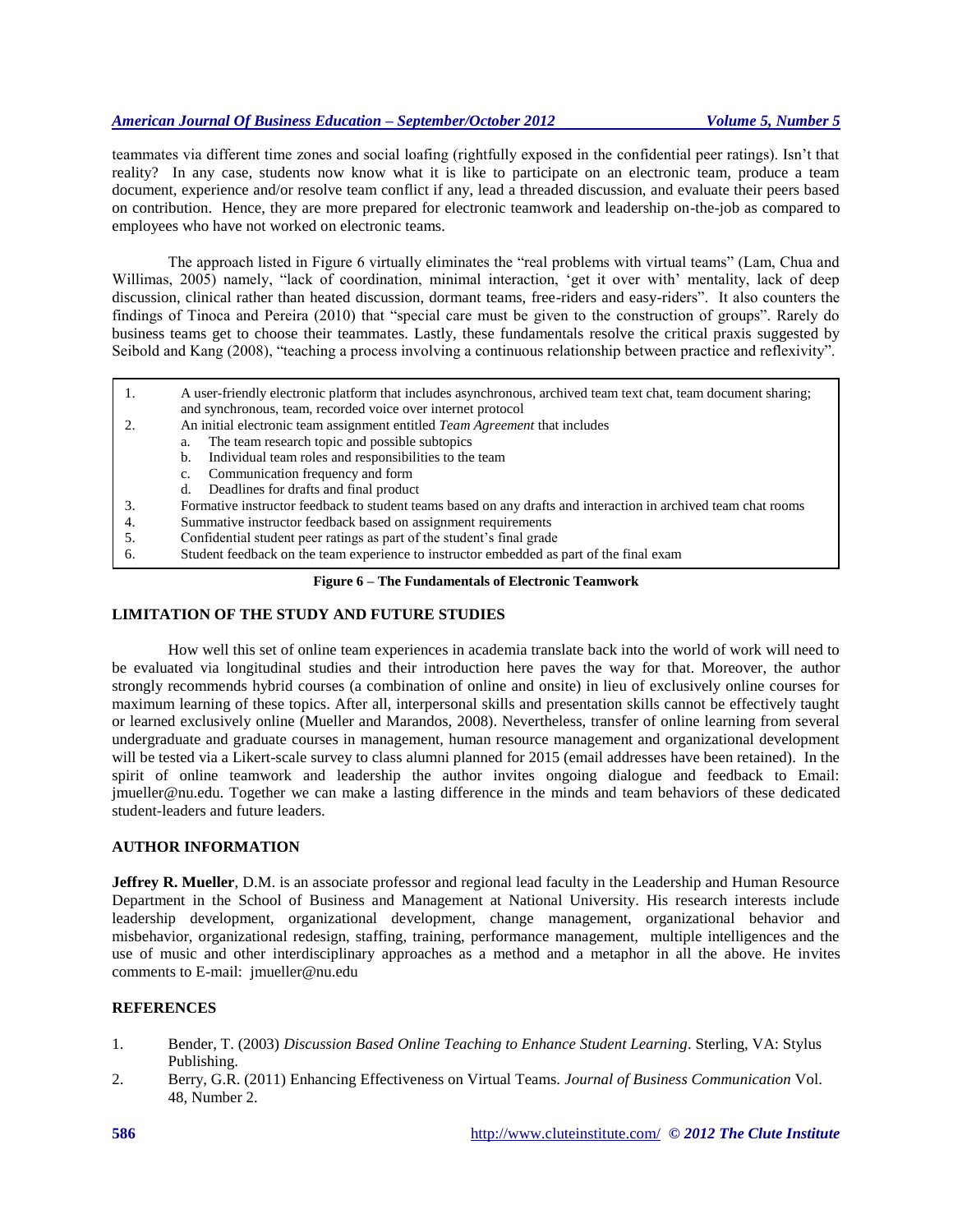teammates via different time zones and social loafing (rightfully exposed in the confidential peer ratings). Isn't that reality? In any case, students now know what it is like to participate on an electronic team, produce a team document, experience and/or resolve team conflict if any, lead a threaded discussion, and evaluate their peers based on contribution. Hence, they are more prepared for electronic teamwork and leadership on-the-job as compared to employees who have not worked on electronic teams.

The approach listed in Figure 6 virtually eliminates the "real problems with virtual teams" (Lam, Chua and Willimas, 2005) namely, "lack of coordination, minimal interaction, 'get it over with' mentality, lack of deep discussion, clinical rather than heated discussion, dormant teams, free-riders and easy-riders". It also counters the findings of Tinoca and Pereira (2010) that "special care must be given to the construction of groups". Rarely do business teams get to choose their teammates. Lastly, these fundamentals resolve the critical praxis suggested by Seibold and Kang (2008), "teaching a process involving a continuous relationship between practice and reflexivity".

1. A user-friendly electronic platform that includes asynchronous, archived team text chat, team document sharing; and synchronous, team, recorded voice over internet protocol
2. An initial electronic team assignment entitled *Team Agreement* that includes
   a. The team research topic and possible subtopics
   b. Individual team roles and responsibilities to the team
   c. Communication frequency and form
   d. Deadlines for drafts and final product
3. Formative instructor feedback to student teams based on any drafts and interaction in archived team chat rooms
4. Summative instructor feedback based on assignment requirements
5. Confidential student peer ratings as part of the student's final grade
6. Student feedback on the team experience to instructor embedded as part of the final exam

**Figure 6 – The Fundamentals of Electronic Teamwork**

## LIMITATION OF THE STUDY AND FUTURE STUDIES

How well this set of online team experiences in academia translate back into the world of work will need to be evaluated via longitudinal studies and their introduction here paves the way for that. Moreover, the author strongly recommends hybrid courses (a combination of online and onsite) in lieu of exclusively online courses for maximum learning of these topics. After all, interpersonal skills and presentation skills cannot be effectively taught or learned exclusively online (Mueller and Marandos, 2008). Nevertheless, transfer of online learning from several undergraduate and graduate courses in management, human resource management and organizational development will be tested via a Likert-scale survey to class alumni planned for 2015 (email addresses have been retained). In the spirit of online teamwork and leadership the author invites ongoing dialogue and feedback to Email: jmueller@nu.edu. Together we can make a lasting difference in the minds and team behaviors of these dedicated student-leaders and future leaders.

## AUTHOR INFORMATION

**Jeffrey R. Mueller**, D.M. is an associate professor and regional lead faculty in the Leadership and Human Resource Department in the School of Business and Management at National University. His research interests include leadership development, organizational development, change management, organizational behavior and misbehavior, organizational redesign, staffing, training, performance management, multiple intelligences and the use of music and other interdisciplinary approaches as a method and a metaphor in all the above. He invites comments to E-mail: jmueller@nu.edu

## REFERENCES

1. Bender, T. (2003) *Discussion Based Online Teaching to Enhance Student Learning*. Sterling, VA: Stylus Publishing.
2. Berry, G.R. (2011) Enhancing Effectiveness on Virtual Teams. *Journal of Business Communication* Vol. 48, Number 2.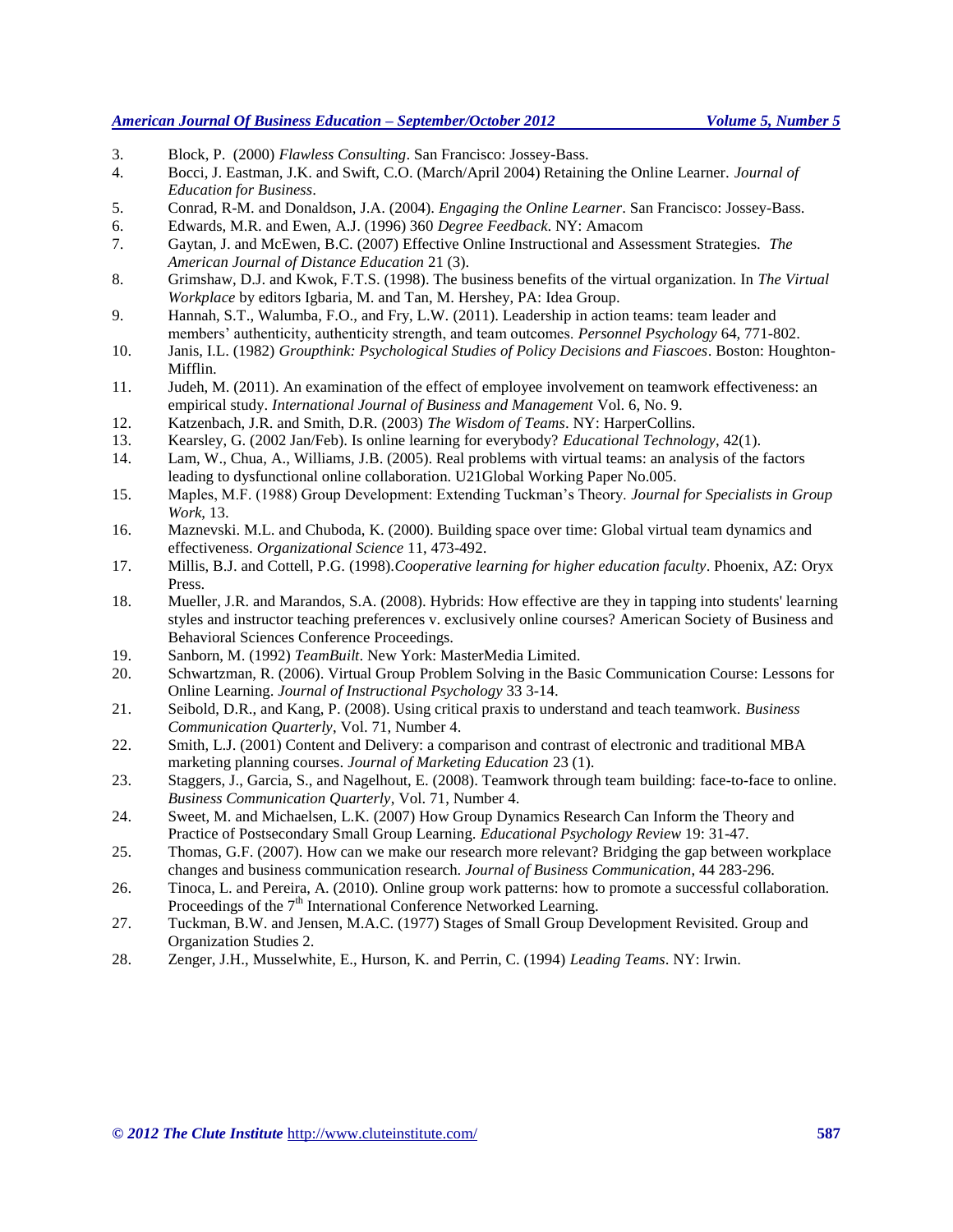3. Block, P. (2000) *Flawless Consulting*. San Francisco: Jossey-Bass.
4. Bocci, J. Eastman, J.K. and Swift, C.O. (March/April 2004) Retaining the Online Learner. *Journal of Education for Business*.
5. Conrad, R-M. and Donaldson, J.A. (2004). *Engaging the Online Learner*. San Francisco: Jossey-Bass.
6. Edwards, M.R. and Ewen, A.J. (1996) 360 *Degree Feedback*. NY: Amacom
7. Gaytan, J. and McEwen, B.C. (2007) Effective Online Instructional and Assessment Strategies. *The American Journal of Distance Education* 21 (3).
8. Grimshaw, D.J. and Kwok, F.T.S. (1998). The business benefits of the virtual organization. In *The Virtual Workplace* by editors Igbaria, M. and Tan, M. Hershey, PA: Idea Group.
9. Hannah, S.T., Walumba, F.O., and Fry, L.W. (2011). Leadership in action teams: team leader and members' authenticity, authenticity strength, and team outcomes. *Personnel Psychology* 64, 771-802.
10. Janis, I.L. (1982) *Groupthink: Psychological Studies of Policy Decisions and Fiascoes*. Boston: Houghton-Mifflin.
11. Judeh, M. (2011). An examination of the effect of employee involvement on teamwork effectiveness: an empirical study. *International Journal of Business and Management* Vol. 6, No. 9.
12. Katzenbach, J.R. and Smith, D.R. (2003) *The Wisdom of Teams*. NY: HarperCollins.
13. Kearsley, G. (2002 Jan/Feb). Is online learning for everybody? *Educational Technology*, 42(1).
14. Lam, W., Chua, A., Williams, J.B. (2005). Real problems with virtual teams: an analysis of the factors leading to dysfunctional online collaboration. U21Global Working Paper No.005.
15. Maples, M.F. (1988) Group Development: Extending Tuckman's Theory. *Journal for Specialists in Group Work*, 13.
16. Maznevski. M.L. and Chuboda, K. (2000). Building space over time: Global virtual team dynamics and effectiveness. *Organizational Science* 11, 473-492.
17. Millis, B.J. and Cottell, P.G. (1998).*Cooperative learning for higher education faculty*. Phoenix, AZ: Oryx Press.
18. Mueller, J.R. and Marandos, S.A. (2008). Hybrids: How effective are they in tapping into students' learning styles and instructor teaching preferences v. exclusively online courses? American Society of Business and Behavioral Sciences Conference Proceedings.
19. Sanborn, M. (1992) *TeamBuilt*. New York: MasterMedia Limited.
20. Schwartzman, R. (2006). Virtual Group Problem Solving in the Basic Communication Course: Lessons for Online Learning. *Journal of Instructional Psychology* 33 3-14.
21. Seibold, D.R., and Kang, P. (2008). Using critical praxis to understand and teach teamwork. *Business Communication Quarterly*, Vol. 71, Number 4.
22. Smith, L.J. (2001) Content and Delivery: a comparison and contrast of electronic and traditional MBA marketing planning courses. *Journal of Marketing Education* 23 (1).
23. Staggers, J., Garcia, S., and Nagelhout, E. (2008). Teamwork through team building: face-to-face to online. *Business Communication Quarterly*, Vol. 71, Number 4.
24. Sweet, M. and Michaelsen, L.K. (2007) How Group Dynamics Research Can Inform the Theory and Practice of Postsecondary Small Group Learning. *Educational Psychology Review* 19: 31-47.
25. Thomas, G.F. (2007). How can we make our research more relevant? Bridging the gap between workplace changes and business communication research. *Journal of Business Communication*, 44 283-296.
26. Tinoca, L. and Pereira, A. (2010). Online group work patterns: how to promote a successful collaboration. Proceedings of the 7th International Conference Networked Learning.
27. Tuckman, B.W. and Jensen, M.A.C. (1977) Stages of Small Group Development Revisited. Group and Organization Studies 2.
28. Zenger, J.H., Musselwhite, E., Hurson, K. and Perrin, C. (1994) *Leading Teams*. NY: Irwin.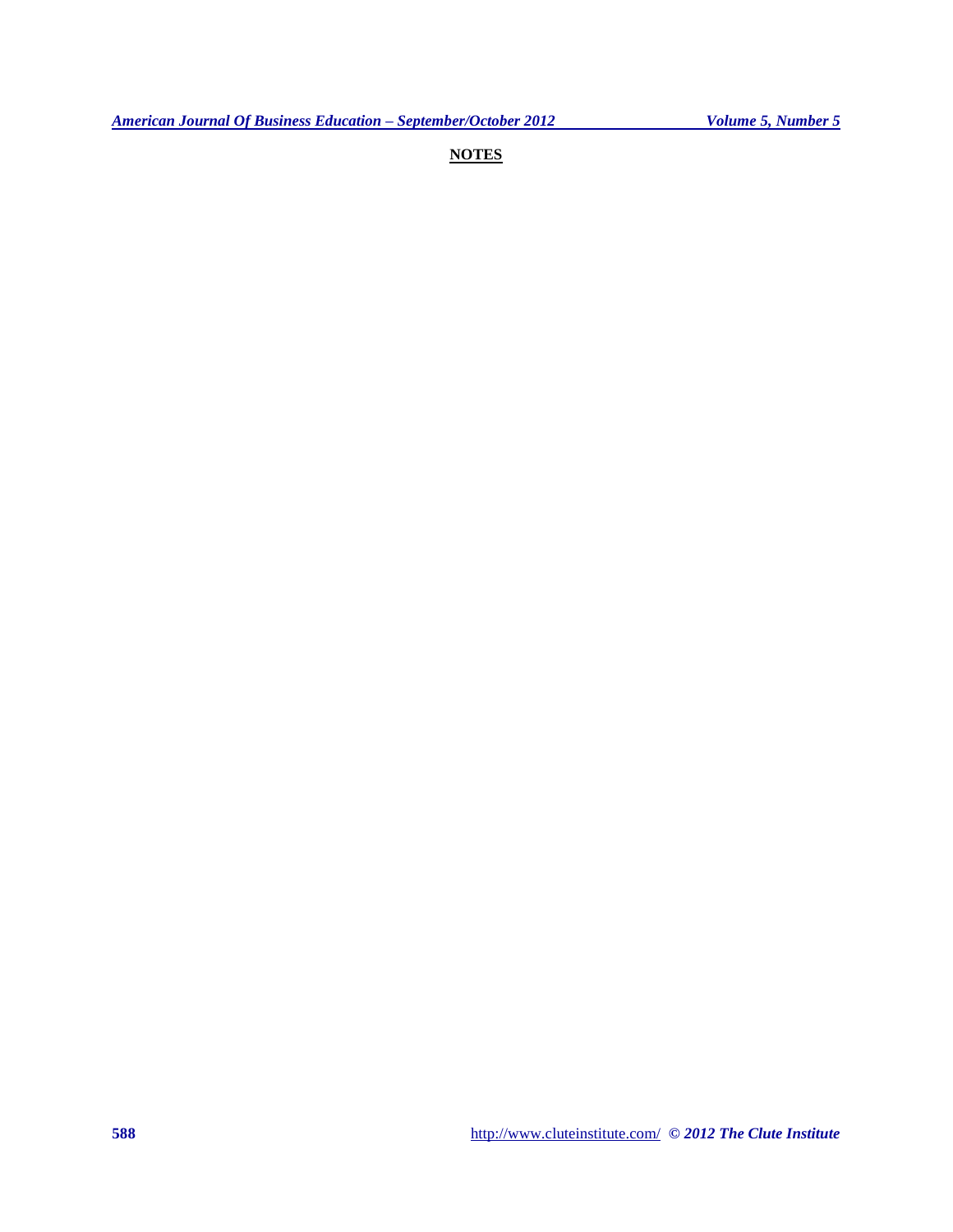**NOTES**